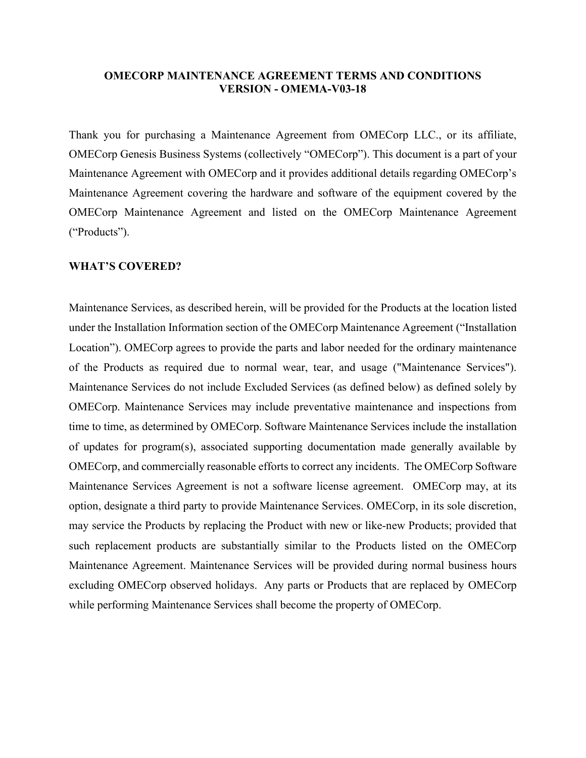# OMECORP MAINTENANCE AGREEMENT TERMS AND CONDITIONS
# VERSION - OMEMA-V03-18

Thank you for purchasing a Maintenance Agreement from OMECorp LLC., or its affiliate, OMECorp Genesis Business Systems (collectively "OMECorp"). This document is a part of your Maintenance Agreement with OMECorp and it provides additional details regarding OMECorp's Maintenance Agreement covering the hardware and software of the equipment covered by the OMECorp Maintenance Agreement and listed on the OMECorp Maintenance Agreement ("Products").

## WHAT'S COVERED?

Maintenance Services, as described herein, will be provided for the Products at the location listed under the Installation Information section of the OMECorp Maintenance Agreement ("Installation Location"). OMECorp agrees to provide the parts and labor needed for the ordinary maintenance of the Products as required due to normal wear, tear, and usage ("Maintenance Services"). Maintenance Services do not include Excluded Services (as defined below) as defined solely by OMECorp. Maintenance Services may include preventative maintenance and inspections from time to time, as determined by OMECorp. Software Maintenance Services include the installation of updates for program(s), associated supporting documentation made generally available by OMECorp, and commercially reasonable efforts to correct any incidents. The OMECorp Software Maintenance Services Agreement is not a software license agreement. OMECorp may, at its option, designate a third party to provide Maintenance Services. OMECorp, in its sole discretion, may service the Products by replacing the Product with new or like-new Products; provided that such replacement products are substantially similar to the Products listed on the OMECorp Maintenance Agreement. Maintenance Services will be provided during normal business hours excluding OMECorp observed holidays. Any parts or Products that are replaced by OMECorp while performing Maintenance Services shall become the property of OMECorp.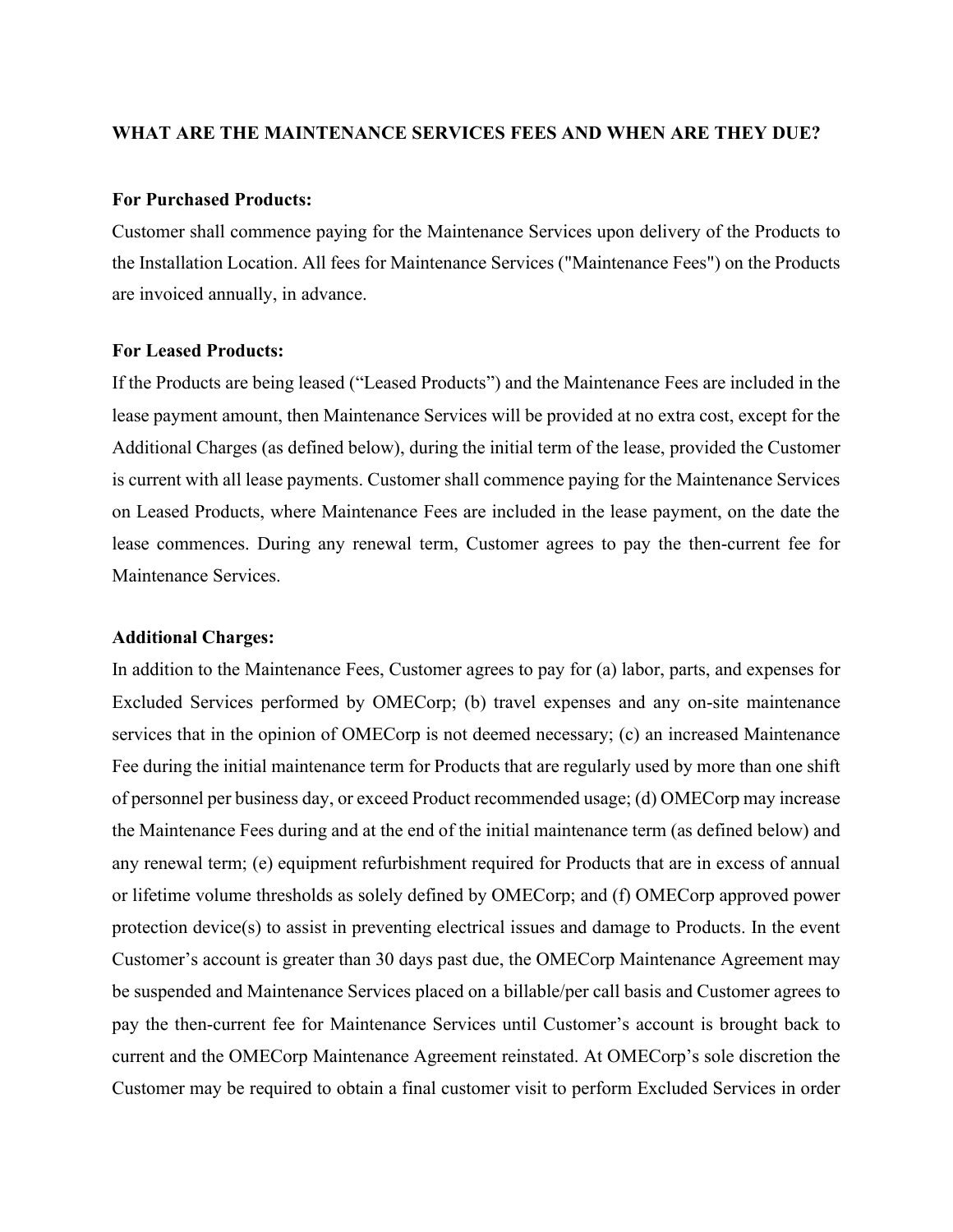**WHAT ARE THE MAINTENANCE SERVICES FEES AND WHEN ARE THEY DUE?**

**For Purchased Products:**
Customer shall commence paying for the Maintenance Services upon delivery of the Products to the Installation Location. All fees for Maintenance Services ("Maintenance Fees") on the Products are invoiced annually, in advance.

**For Leased Products:**
If the Products are being leased ("Leased Products") and the Maintenance Fees are included in the lease payment amount, then Maintenance Services will be provided at no extra cost, except for the Additional Charges (as defined below), during the initial term of the lease, provided the Customer is current with all lease payments. Customer shall commence paying for the Maintenance Services on Leased Products, where Maintenance Fees are included in the lease payment, on the date the lease commences. During any renewal term, Customer agrees to pay the then-current fee for Maintenance Services.

**Additional Charges:**
In addition to the Maintenance Fees, Customer agrees to pay for (a) labor, parts, and expenses for Excluded Services performed by OMECorp; (b) travel expenses and any on-site maintenance services that in the opinion of OMECorp is not deemed necessary; (c) an increased Maintenance Fee during the initial maintenance term for Products that are regularly used by more than one shift of personnel per business day, or exceed Product recommended usage; (d) OMECorp may increase the Maintenance Fees during and at the end of the initial maintenance term (as defined below) and any renewal term; (e) equipment refurbishment required for Products that are in excess of annual or lifetime volume thresholds as solely defined by OMECorp; and (f) OMECorp approved power protection device(s) to assist in preventing electrical issues and damage to Products. In the event Customer's account is greater than 30 days past due, the OMECorp Maintenance Agreement may be suspended and Maintenance Services placed on a billable/per call basis and Customer agrees to pay the then-current fee for Maintenance Services until Customer's account is brought back to current and the OMECorp Maintenance Agreement reinstated. At OMECorp's sole discretion the Customer may be required to obtain a final customer visit to perform Excluded Services in order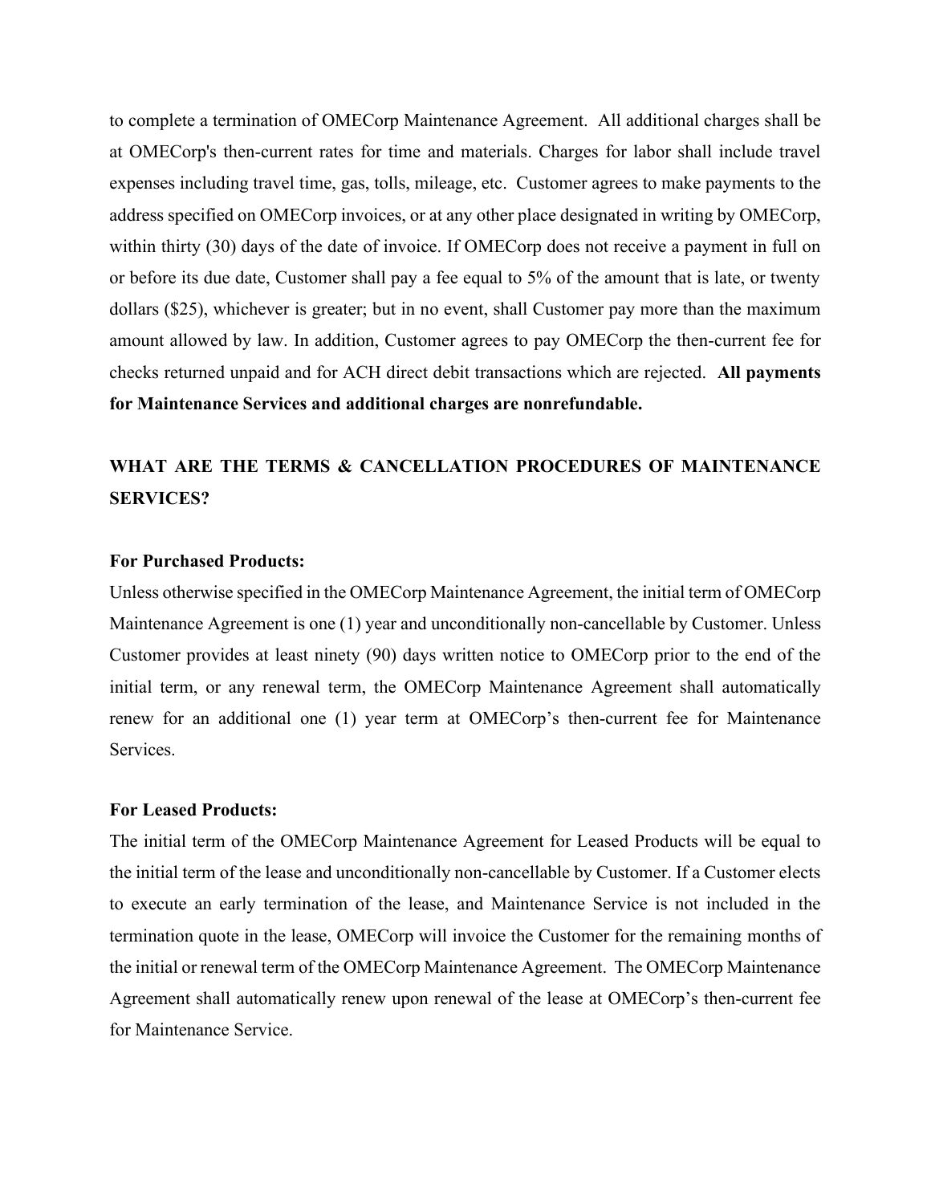to complete a termination of OMECorp Maintenance Agreement. All additional charges shall be at OMECorp's then-current rates for time and materials. Charges for labor shall include travel expenses including travel time, gas, tolls, mileage, etc. Customer agrees to make payments to the address specified on OMECorp invoices, or at any other place designated in writing by OMECorp, within thirty (30) days of the date of invoice. If OMECorp does not receive a payment in full on or before its due date, Customer shall pay a fee equal to 5% of the amount that is late, or twenty dollars ($25), whichever is greater; but in no event, shall Customer pay more than the maximum amount allowed by law. In addition, Customer agrees to pay OMECorp the then-current fee for checks returned unpaid and for ACH direct debit transactions which are rejected. **All payments for Maintenance Services and additional charges are nonrefundable.**

## WHAT ARE THE TERMS & CANCELLATION PROCEDURES OF MAINTENANCE SERVICES?

**For Purchased Products:**

Unless otherwise specified in the OMECorp Maintenance Agreement, the initial term of OMECorp Maintenance Agreement is one (1) year and unconditionally non-cancellable by Customer. Unless Customer provides at least ninety (90) days written notice to OMECorp prior to the end of the initial term, or any renewal term, the OMECorp Maintenance Agreement shall automatically renew for an additional one (1) year term at OMECorp's then-current fee for Maintenance Services.

**For Leased Products:**

The initial term of the OMECorp Maintenance Agreement for Leased Products will be equal to the initial term of the lease and unconditionally non-cancellable by Customer. If a Customer elects to execute an early termination of the lease, and Maintenance Service is not included in the termination quote in the lease, OMECorp will invoice the Customer for the remaining months of the initial or renewal term of the OMECorp Maintenance Agreement. The OMECorp Maintenance Agreement shall automatically renew upon renewal of the lease at OMECorp's then-current fee for Maintenance Service.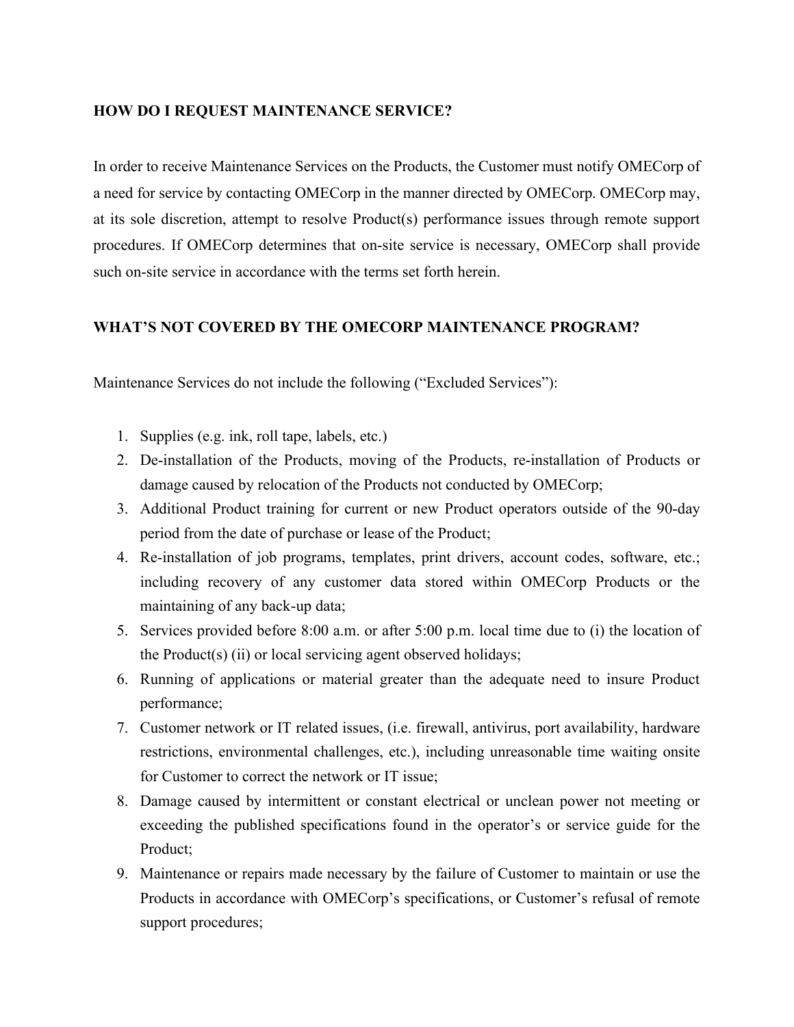**HOW DO I REQUEST MAINTENANCE SERVICE?**

In order to receive Maintenance Services on the Products, the Customer must notify OMECorp of a need for service by contacting OMECorp in the manner directed by OMECorp. OMECorp may, at its sole discretion, attempt to resolve Product(s) performance issues through remote support procedures. If OMECorp determines that on-site service is necessary, OMECorp shall provide such on-site service in accordance with the terms set forth herein.

**WHAT'S NOT COVERED BY THE OMECORP MAINTENANCE PROGRAM?**

Maintenance Services do not include the following ("Excluded Services"):

1. Supplies (e.g. ink, roll tape, labels, etc.)
2. De-installation of the Products, moving of the Products, re-installation of Products or damage caused by relocation of the Products not conducted by OMECorp;
3. Additional Product training for current or new Product operators outside of the 90-day period from the date of purchase or lease of the Product;
4. Re-installation of job programs, templates, print drivers, account codes, software, etc.; including recovery of any customer data stored within OMECorp Products or the maintaining of any back-up data;
5. Services provided before 8:00 a.m. or after 5:00 p.m. local time due to (i) the location of the Product(s) (ii) or local servicing agent observed holidays;
6. Running of applications or material greater than the adequate need to insure Product performance;
7. Customer network or IT related issues, (i.e. firewall, antivirus, port availability, hardware restrictions, environmental challenges, etc.), including unreasonable time waiting onsite for Customer to correct the network or IT issue;
8. Damage caused by intermittent or constant electrical or unclean power not meeting or exceeding the published specifications found in the operator's or service guide for the Product;
9. Maintenance or repairs made necessary by the failure of Customer to maintain or use the Products in accordance with OMECorp's specifications, or Customer's refusal of remote support procedures;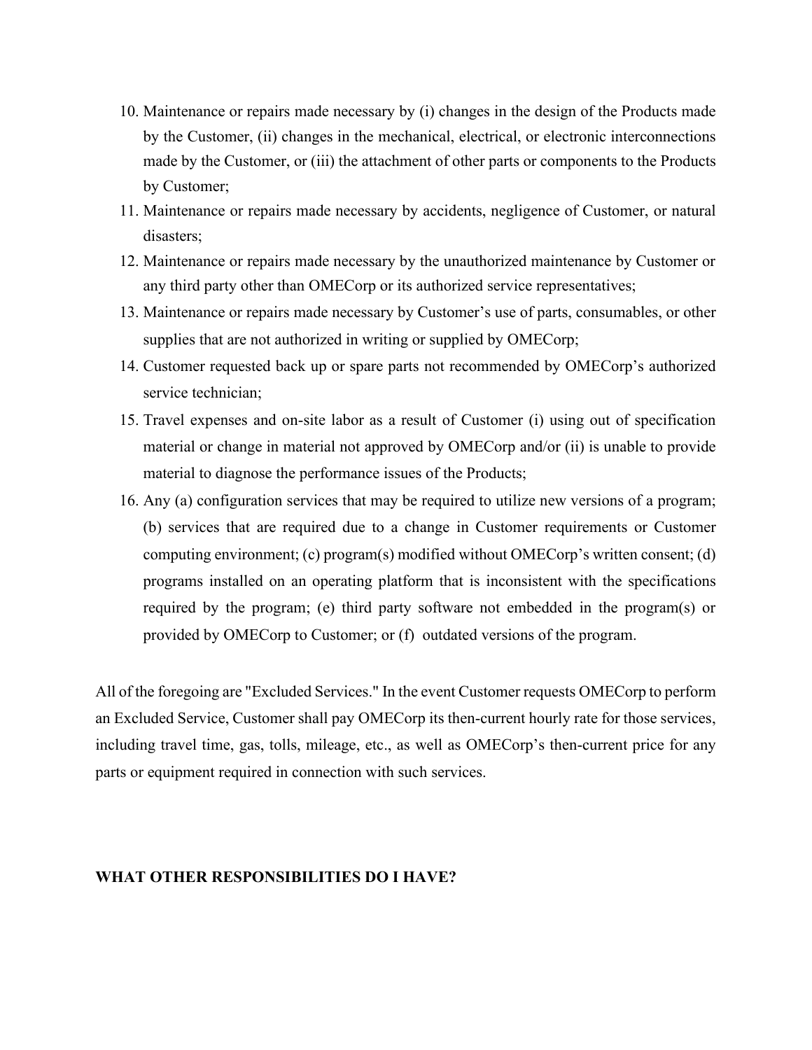10. Maintenance or repairs made necessary by (i) changes in the design of the Products made by the Customer, (ii) changes in the mechanical, electrical, or electronic interconnections made by the Customer, or (iii) the attachment of other parts or components to the Products by Customer;
11. Maintenance or repairs made necessary by accidents, negligence of Customer, or natural disasters;
12. Maintenance or repairs made necessary by the unauthorized maintenance by Customer or any third party other than OMECorp or its authorized service representatives;
13. Maintenance or repairs made necessary by Customer's use of parts, consumables, or other supplies that are not authorized in writing or supplied by OMECorp;
14. Customer requested back up or spare parts not recommended by OMECorp's authorized service technician;
15. Travel expenses and on-site labor as a result of Customer (i) using out of specification material or change in material not approved by OMECorp and/or (ii) is unable to provide material to diagnose the performance issues of the Products;
16. Any (a) configuration services that may be required to utilize new versions of a program; (b) services that are required due to a change in Customer requirements or Customer computing environment; (c) program(s) modified without OMECorp's written consent; (d) programs installed on an operating platform that is inconsistent with the specifications required by the program; (e) third party software not embedded in the program(s) or provided by OMECorp to Customer; or (f) outdated versions of the program.

All of the foregoing are "Excluded Services." In the event Customer requests OMECorp to perform an Excluded Service, Customer shall pay OMECorp its then-current hourly rate for those services, including travel time, gas, tolls, mileage, etc., as well as OMECorp's then-current price for any parts or equipment required in connection with such services.

**WHAT OTHER RESPONSIBILITIES DO I HAVE?**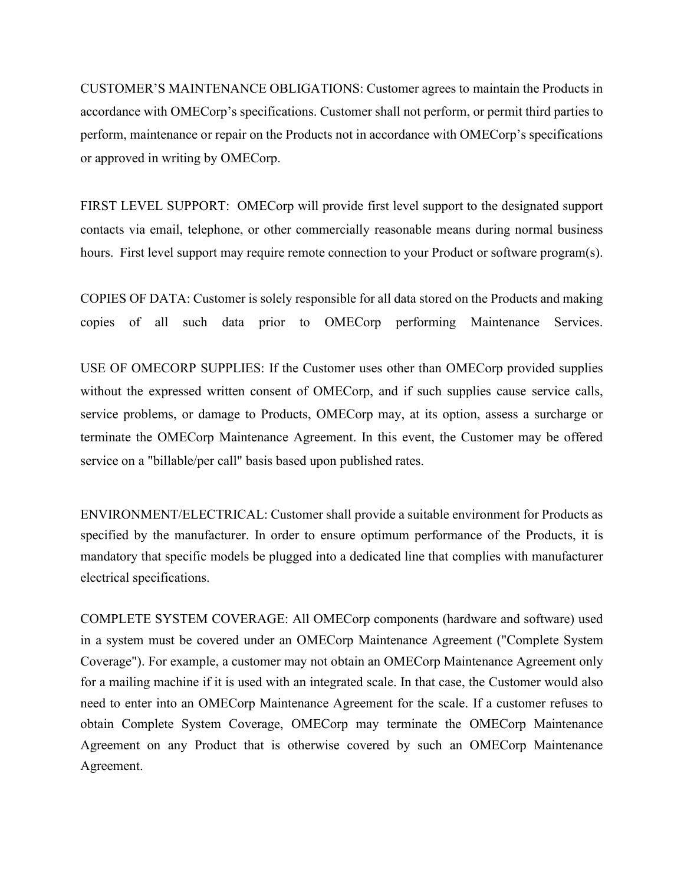CUSTOMER’S MAINTENANCE OBLIGATIONS: Customer agrees to maintain the Products in accordance with OMECorp’s specifications. Customer shall not perform, or permit third parties to perform, maintenance or repair on the Products not in accordance with OMECorp’s specifications or approved in writing by OMECorp.

FIRST LEVEL SUPPORT: OMECorp will provide first level support to the designated support contacts via email, telephone, or other commercially reasonable means during normal business hours. First level support may require remote connection to your Product or software program(s).

COPIES OF DATA: Customer is solely responsible for all data stored on the Products and making copies of all such data prior to OMECorp performing Maintenance Services.

USE OF OMECORP SUPPLIES: If the Customer uses other than OMECorp provided supplies without the expressed written consent of OMECorp, and if such supplies cause service calls, service problems, or damage to Products, OMECorp may, at its option, assess a surcharge or terminate the OMECorp Maintenance Agreement. In this event, the Customer may be offered service on a "billable/per call" basis based upon published rates.

ENVIRONMENT/ELECTRICAL: Customer shall provide a suitable environment for Products as specified by the manufacturer. In order to ensure optimum performance of the Products, it is mandatory that specific models be plugged into a dedicated line that complies with manufacturer electrical specifications.

COMPLETE SYSTEM COVERAGE: All OMECorp components (hardware and software) used in a system must be covered under an OMECorp Maintenance Agreement ("Complete System Coverage"). For example, a customer may not obtain an OMECorp Maintenance Agreement only for a mailing machine if it is used with an integrated scale. In that case, the Customer would also need to enter into an OMECorp Maintenance Agreement for the scale. If a customer refuses to obtain Complete System Coverage, OMECorp may terminate the OMECorp Maintenance Agreement on any Product that is otherwise covered by such an OMECorp Maintenance Agreement.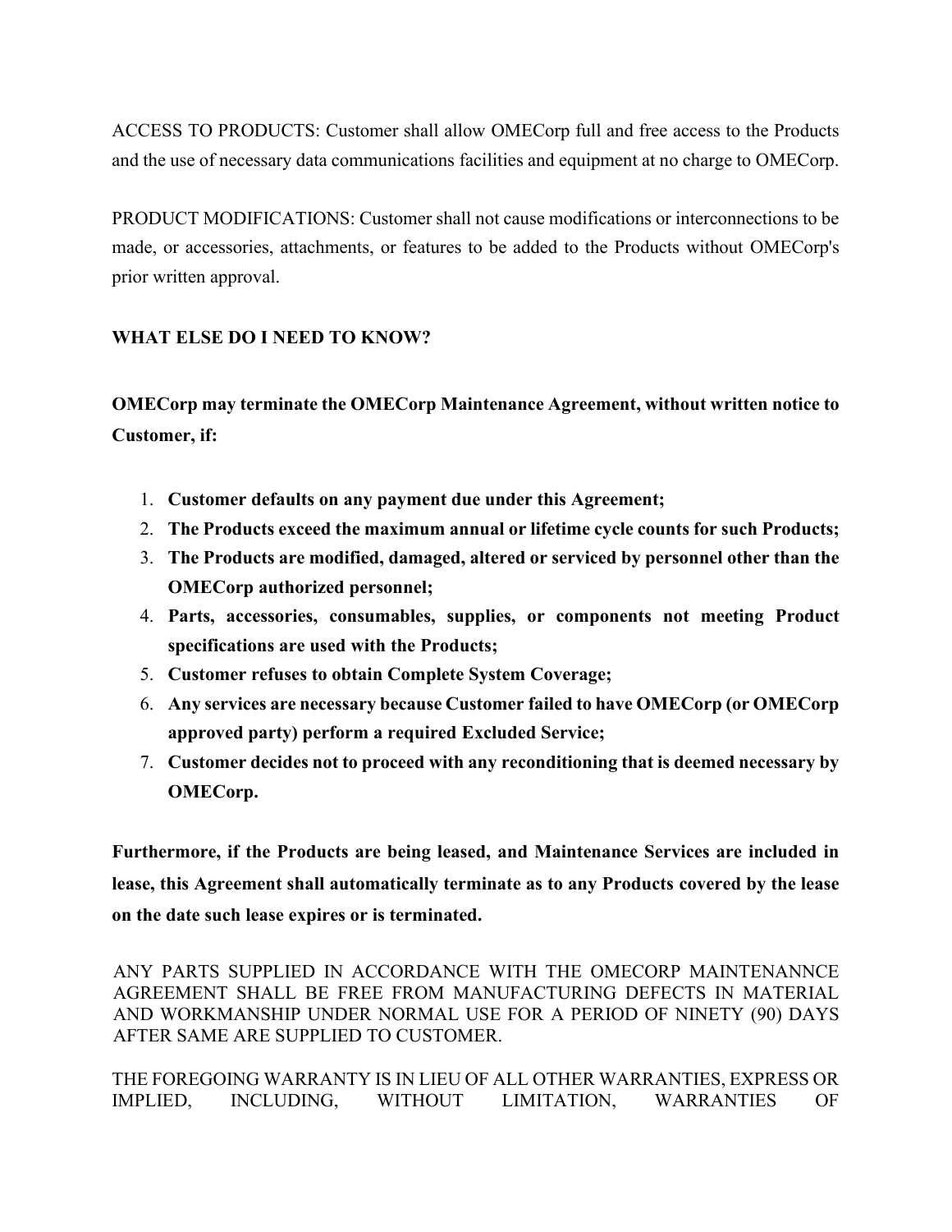ACCESS TO PRODUCTS: Customer shall allow OMECorp full and free access to the Products and the use of necessary data communications facilities and equipment at no charge to OMECorp.

PRODUCT MODIFICATIONS: Customer shall not cause modifications or interconnections to be made, or accessories, attachments, or features to be added to the Products without OMECorp's prior written approval.

**WHAT ELSE DO I NEED TO KNOW?**

**OMECorp may terminate the OMECorp Maintenance Agreement, without written notice to Customer, if:**

1. **Customer defaults on any payment due under this Agreement;**
2. **The Products exceed the maximum annual or lifetime cycle counts for such Products;**
3. **The Products are modified, damaged, altered or serviced by personnel other than the OMECorp authorized personnel;**
4. **Parts, accessories, consumables, supplies, or components not meeting Product specifications are used with the Products;**
5. **Customer refuses to obtain Complete System Coverage;**
6. **Any services are necessary because Customer failed to have OMECorp (or OMECorp approved party) perform a required Excluded Service;**
7. **Customer decides not to proceed with any reconditioning that is deemed necessary by OMECorp.**

**Furthermore, if the Products are being leased, and Maintenance Services are included in lease, this Agreement shall automatically terminate as to any Products covered by the lease on the date such lease expires or is terminated.**

ANY PARTS SUPPLIED IN ACCORDANCE WITH THE OMECORP MAINTENANNCE AGREEMENT SHALL BE FREE FROM MANUFACTURING DEFECTS IN MATERIAL AND WORKMANSHIP UNDER NORMAL USE FOR A PERIOD OF NINETY (90) DAYS AFTER SAME ARE SUPPLIED TO CUSTOMER.

THE FOREGOING WARRANTY IS IN LIEU OF ALL OTHER WARRANTIES, EXPRESS OR IMPLIED, INCLUDING, WITHOUT LIMITATION, WARRANTIES OF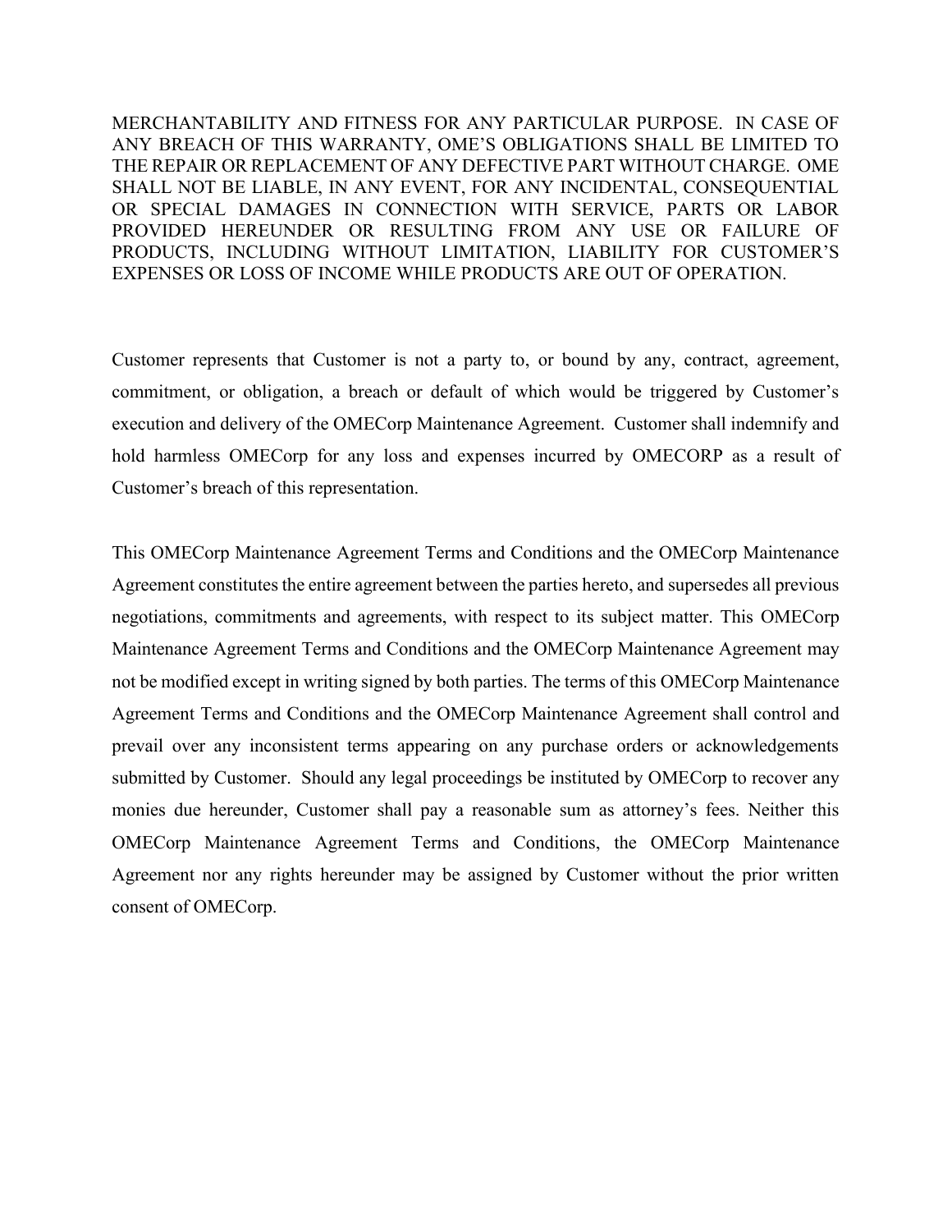MERCHANTABILITY AND FITNESS FOR ANY PARTICULAR PURPOSE. IN CASE OF ANY BREACH OF THIS WARRANTY, OME'S OBLIGATIONS SHALL BE LIMITED TO THE REPAIR OR REPLACEMENT OF ANY DEFECTIVE PART WITHOUT CHARGE. OME SHALL NOT BE LIABLE, IN ANY EVENT, FOR ANY INCIDENTAL, CONSEQUENTIAL OR SPECIAL DAMAGES IN CONNECTION WITH SERVICE, PARTS OR LABOR PROVIDED HEREUNDER OR RESULTING FROM ANY USE OR FAILURE OF PRODUCTS, INCLUDING WITHOUT LIMITATION, LIABILITY FOR CUSTOMER'S EXPENSES OR LOSS OF INCOME WHILE PRODUCTS ARE OUT OF OPERATION.

Customer represents that Customer is not a party to, or bound by any, contract, agreement, commitment, or obligation, a breach or default of which would be triggered by Customer's execution and delivery of the OMECorp Maintenance Agreement. Customer shall indemnify and hold harmless OMECorp for any loss and expenses incurred by OMECORP as a result of Customer's breach of this representation.

This OMECorp Maintenance Agreement Terms and Conditions and the OMECorp Maintenance Agreement constitutes the entire agreement between the parties hereto, and supersedes all previous negotiations, commitments and agreements, with respect to its subject matter. This OMECorp Maintenance Agreement Terms and Conditions and the OMECorp Maintenance Agreement may not be modified except in writing signed by both parties. The terms of this OMECorp Maintenance Agreement Terms and Conditions and the OMECorp Maintenance Agreement shall control and prevail over any inconsistent terms appearing on any purchase orders or acknowledgements submitted by Customer. Should any legal proceedings be instituted by OMECorp to recover any monies due hereunder, Customer shall pay a reasonable sum as attorney's fees. Neither this OMECorp Maintenance Agreement Terms and Conditions, the OMECorp Maintenance Agreement nor any rights hereunder may be assigned by Customer without the prior written consent of OMECorp.